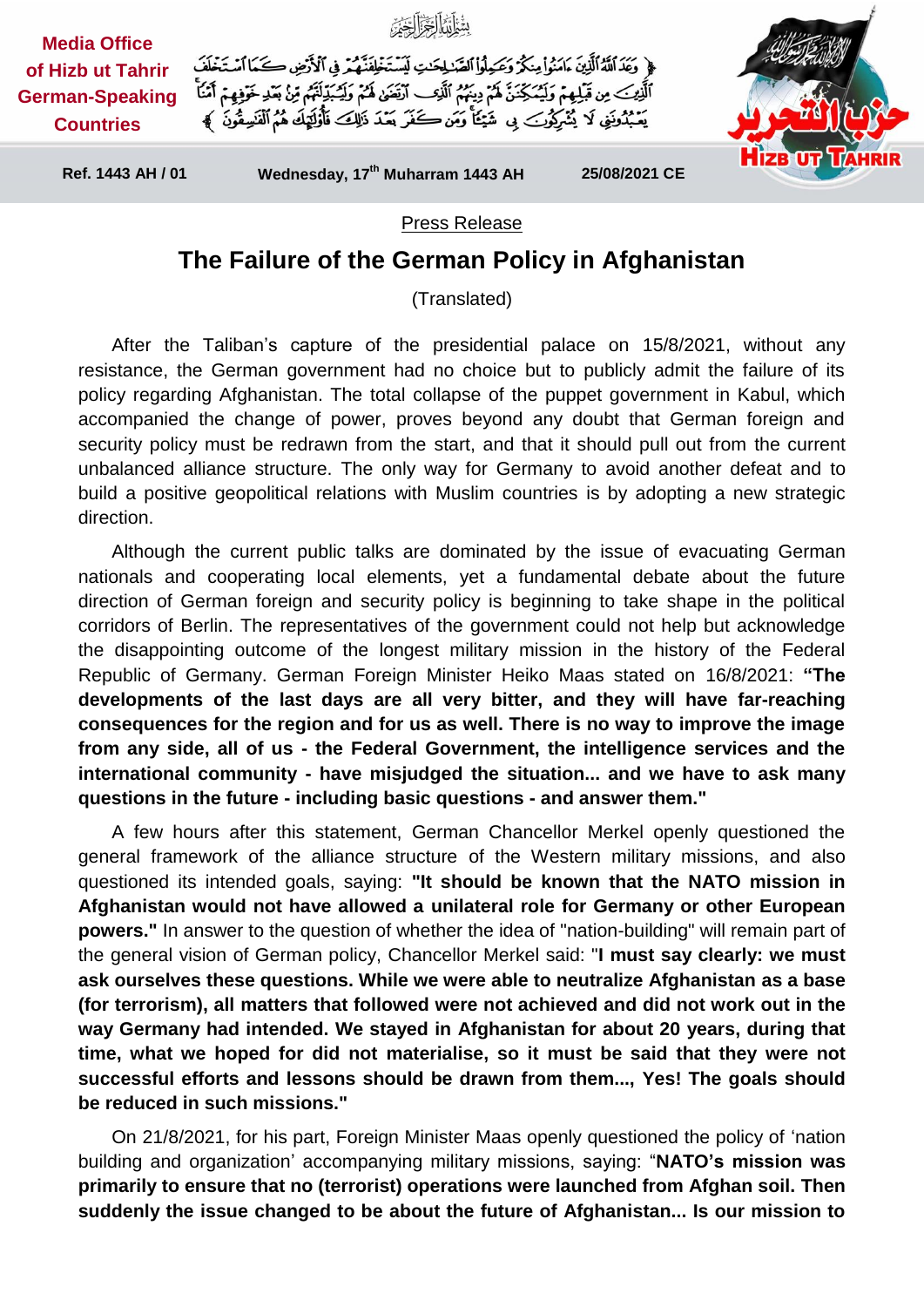Media Office of Hizb ut Tahrir German-Speaking Countries

بِسْمِ اللَّهِ الرَّحْمَٰنِ الرَّحِيمِ

﴿ وَعَدَ اللَّهُ الَّذِينَ آمَنُوا مِنكُمْ وَعَمِلُوا الصَّالِحَاتِ لَيَسْتَخْلِفَنَّهُمْ فِي الْأَرْضِ كَمَا اسْتَخْلَفَ الَّذِينَ مِن قَبْلِهِمْ وَلَيُمَكِّنَنَّ لَهُمْ دِينَهُمُ الَّذِي ارْتَضَىٰ لَهُمْ وَلَيُبَدِّلَنَّهُم مِّن بَعْدِ خَوْفِهِمْ أَمْنًا يَعْبُدُونَنِي لَا يُشْرِكُونَ بِي شَيْئًا وَمَن كَفَرَ بَعْدَ ذَٰلِكَ فَأُولَٰئِكَ هُمُ الْفَاسِقُونَ ﴾

Ref. 1443 AH / 01 | Wednesday, 17th Muharram 1443 AH | 25/08/2021 CE

Press Release

# The Failure of the German Policy in Afghanistan

(Translated)

After the Taliban's capture of the presidential palace on 15/8/2021, without any resistance, the German government had no choice but to publicly admit the failure of its policy regarding Afghanistan. The total collapse of the puppet government in Kabul, which accompanied the change of power, proves beyond any doubt that German foreign and security policy must be redrawn from the start, and that it should pull out from the current unbalanced alliance structure. The only way for Germany to avoid another defeat and to build a positive geopolitical relations with Muslim countries is by adopting a new strategic direction.

Although the current public talks are dominated by the issue of evacuating German nationals and cooperating local elements, yet a fundamental debate about the future direction of German foreign and security policy is beginning to take shape in the political corridors of Berlin. The representatives of the government could not help but acknowledge the disappointing outcome of the longest military mission in the history of the Federal Republic of Germany. German Foreign Minister Heiko Maas stated on 16/8/2021: **"The developments of the last days are all very bitter, and they will have far-reaching consequences for the region and for us as well. There is no way to improve the image from any side, all of us - the Federal Government, the intelligence services and the international community - have misjudged the situation... and we have to ask many questions in the future - including basic questions - and answer them."**

A few hours after this statement, German Chancellor Merkel openly questioned the general framework of the alliance structure of the Western military missions, and also questioned its intended goals, saying: **"It should be known that the NATO mission in Afghanistan would not have allowed a unilateral role for Germany or other European powers."** In answer to the question of whether the idea of "nation-building" will remain part of the general vision of German policy, Chancellor Merkel said: "**I must say clearly: we must ask ourselves these questions. While we were able to neutralize Afghanistan as a base (for terrorism), all matters that followed were not achieved and did not work out in the way Germany had intended. We stayed in Afghanistan for about 20 years, during that time, what we hoped for did not materialise, so it must be said that they were not successful efforts and lessons should be drawn from them..., Yes! The goals should be reduced in such missions."**

On 21/8/2021, for his part, Foreign Minister Maas openly questioned the policy of 'nation building and organization' accompanying military missions, saying: "**NATO's mission was primarily to ensure that no (terrorist) operations were launched from Afghan soil. Then suddenly the issue changed to be about the future of Afghanistan... Is our mission to**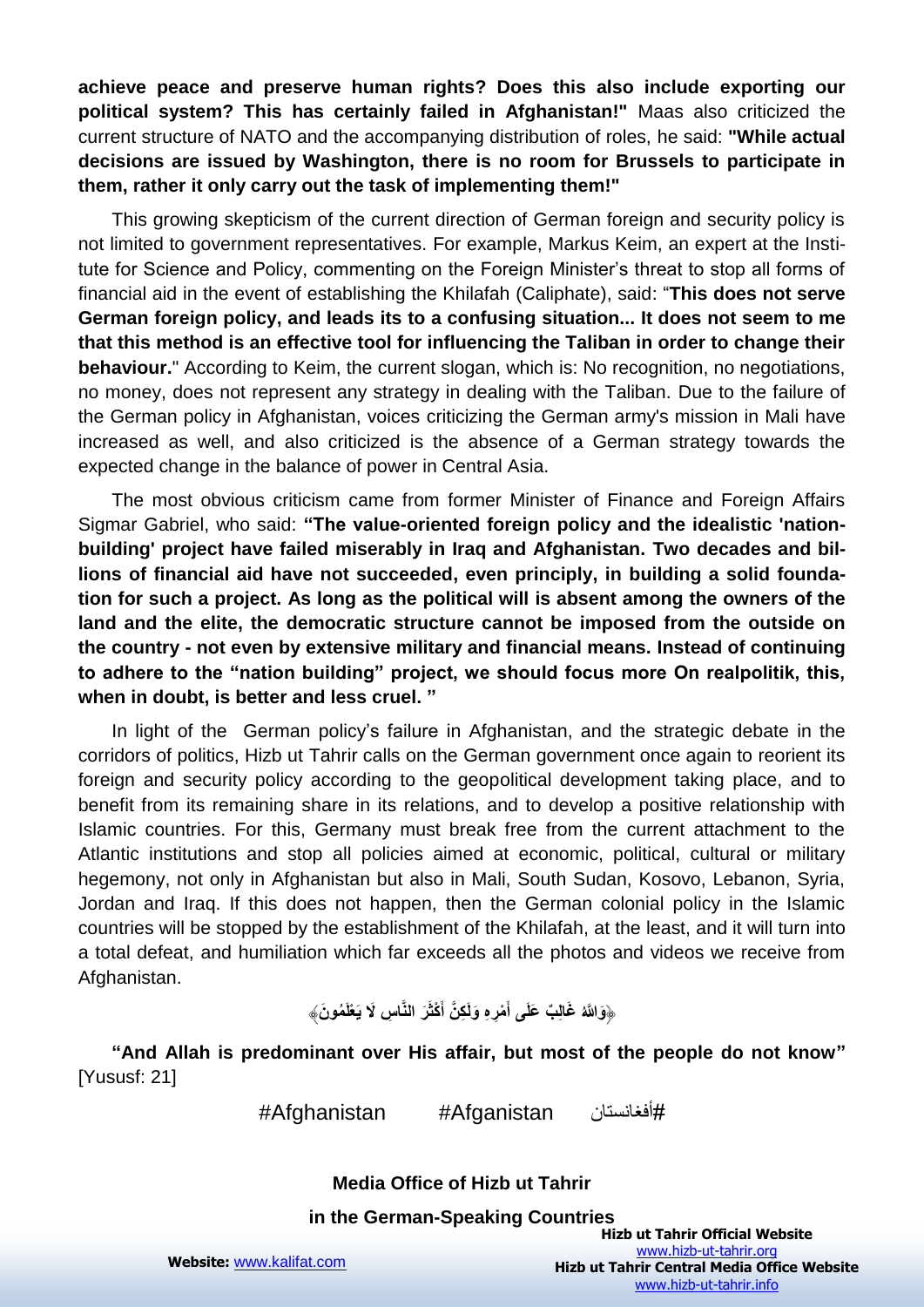**achieve peace and preserve human rights? Does this also include exporting our political system? This has certainly failed in Afghanistan!"** Maas also criticized the current structure of NATO and the accompanying distribution of roles, he said: **"While actual decisions are issued by Washington, there is no room for Brussels to participate in them, rather it only carry out the task of implementing them!"**

This growing skepticism of the current direction of German foreign and security policy is not limited to government representatives. For example, Markus Keim, an expert at the Institute for Science and Policy, commenting on the Foreign Minister's threat to stop all forms of financial aid in the event of establishing the Khilafah (Caliphate), said: "**This does not serve German foreign policy, and leads its to a confusing situation... It does not seem to me that this method is an effective tool for influencing the Taliban in order to change their behaviour.**" According to Keim, the current slogan, which is: No recognition, no negotiations, no money, does not represent any strategy in dealing with the Taliban. Due to the failure of the German policy in Afghanistan, voices criticizing the German army's mission in Mali have increased as well, and also criticized is the absence of a German strategy towards the expected change in the balance of power in Central Asia.

The most obvious criticism came from former Minister of Finance and Foreign Affairs Sigmar Gabriel, who said: **"The value-oriented foreign policy and the idealistic 'nation-building' project have failed miserably in Iraq and Afghanistan. Two decades and billions of financial aid have not succeeded, even principly, in building a solid foundation for such a project. As long as the political will is absent among the owners of the land and the elite, the democratic structure cannot be imposed from the outside on the country - not even by extensive military and financial means. Instead of continuing to adhere to the "nation building" project, we should focus more On realpolitik, this, when in doubt, is better and less cruel. "**

In light of the German policy's failure in Afghanistan, and the strategic debate in the corridors of politics, Hizb ut Tahrir calls on the German government once again to reorient its foreign and security policy according to the geopolitical development taking place, and to benefit from its remaining share in its relations, and to develop a positive relationship with Islamic countries. For this, Germany must break free from the current attachment to the Atlantic institutions and stop all policies aimed at economic, political, cultural or military hegemony, not only in Afghanistan but also in Mali, South Sudan, Kosovo, Lebanon, Syria, Jordan and Iraq. If this does not happen, then the German colonial policy in the Islamic countries will be stopped by the establishment of the Khilafah, at the least, and it will turn into a total defeat, and humiliation which far exceeds all the photos and videos we receive from Afghanistan.

﴿وَاللَّهُ غَالِبٌ عَلَى أَمْرِهِ وَلَكِنَّ أَكْثَرَ النَّاسِ لاَ يَعْلَمُونَ﴾

**"And Allah is predominant over His affair, but most of the people do not know"** [Yususf: 21]

#Afghanistan #Afganistan #أفغانستان

**Media Office of Hizb ut Tahrir**

**in the German-Speaking Countries**

**Website:** www.kalifat.com

**Hizb ut Tahrir Official Website**
www.hizb-ut-tahrir.org

**Hizb ut Tahrir Central Media Office Website**
www.hizb-ut-tahrir.info